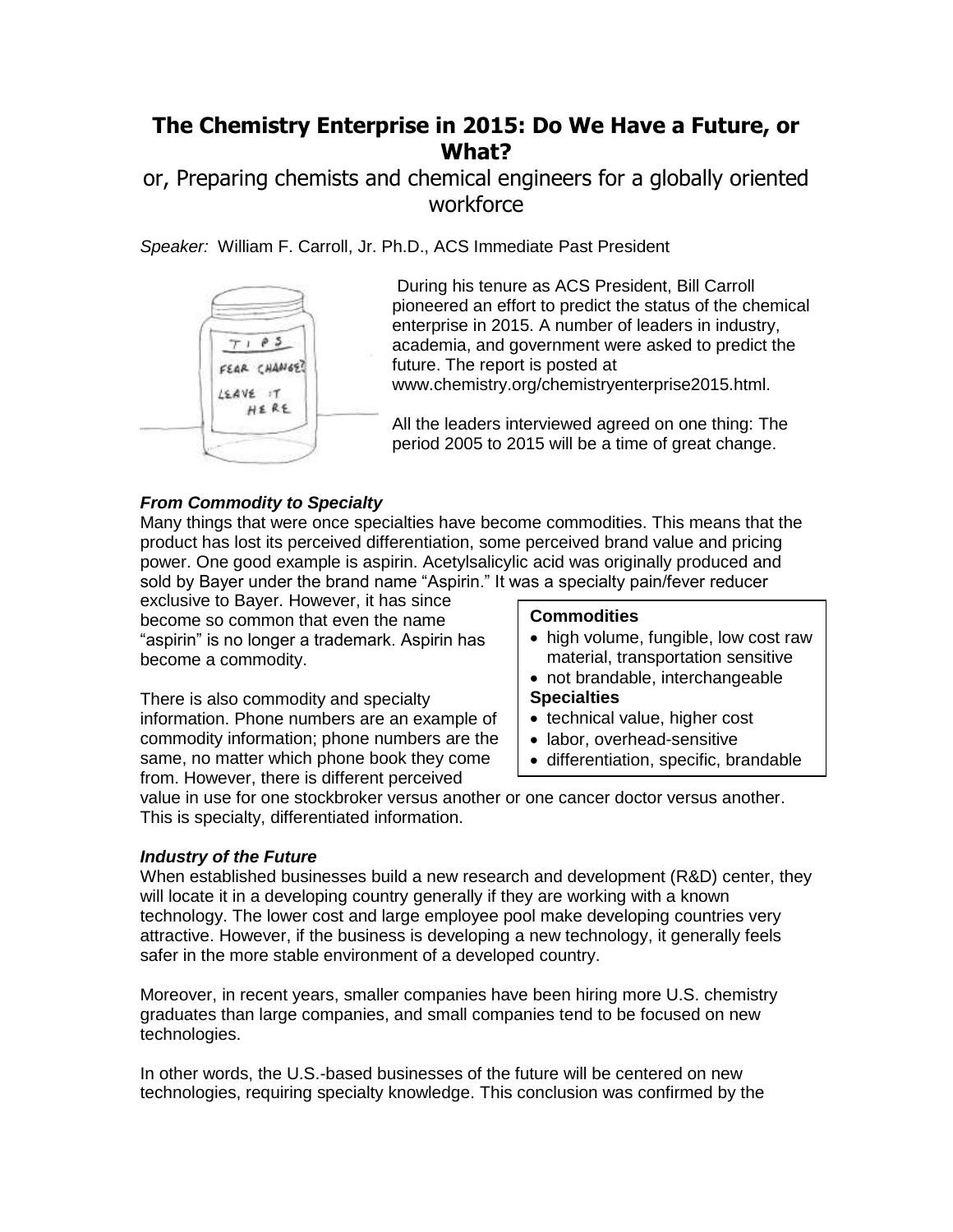# The Chemistry Enterprise in 2015: Do We Have a Future, or What?

## or, Preparing chemists and chemical engineers for a globally oriented workforce

*Speaker:* William F. Carroll, Jr. Ph.D., ACS Immediate Past President

During his tenure as ACS President, Bill Carroll pioneered an effort to predict the status of the chemical enterprise in 2015. A number of leaders in industry, academia, and government were asked to predict the future. The report is posted at www.chemistry.org/chemistryenterprise2015.html.

All the leaders interviewed agreed on one thing: The period 2005 to 2015 will be a time of great change.

### *From Commodity to Specialty*

Many things that were once specialties have become commodities. This means that the product has lost its perceived differentiation, some perceived brand value and pricing power. One good example is aspirin. Acetylsalicylic acid was originally produced and sold by Bayer under the brand name "Aspirin." It was a specialty pain/fever reducer exclusive to Bayer. However, it has since become so common that even the name "aspirin" is no longer a trademark. Aspirin has become a commodity.

> **Commodities**
> - high volume, fungible, low cost raw material, transportation sensitive
> - not brandable, interchangeable
>
> **Specialties**
> - technical value, higher cost
> - labor, overhead-sensitive
> - differentiation, specific, brandable

There is also commodity and specialty information. Phone numbers are an example of commodity information; phone numbers are the same, no matter which phone book they come from. However, there is different perceived value in use for one stockbroker versus another or one cancer doctor versus another. This is specialty, differentiated information.

### *Industry of the Future*

When established businesses build a new research and development (R&D) center, they will locate it in a developing country generally if they are working with a known technology. The lower cost and large employee pool make developing countries very attractive. However, if the business is developing a new technology, it generally feels safer in the more stable environment of a developed country.

Moreover, in recent years, smaller companies have been hiring more U.S. chemistry graduates than large companies, and small companies tend to be focused on new technologies.

In other words, the U.S.-based businesses of the future will be centered on new technologies, requiring specialty knowledge. This conclusion was confirmed by the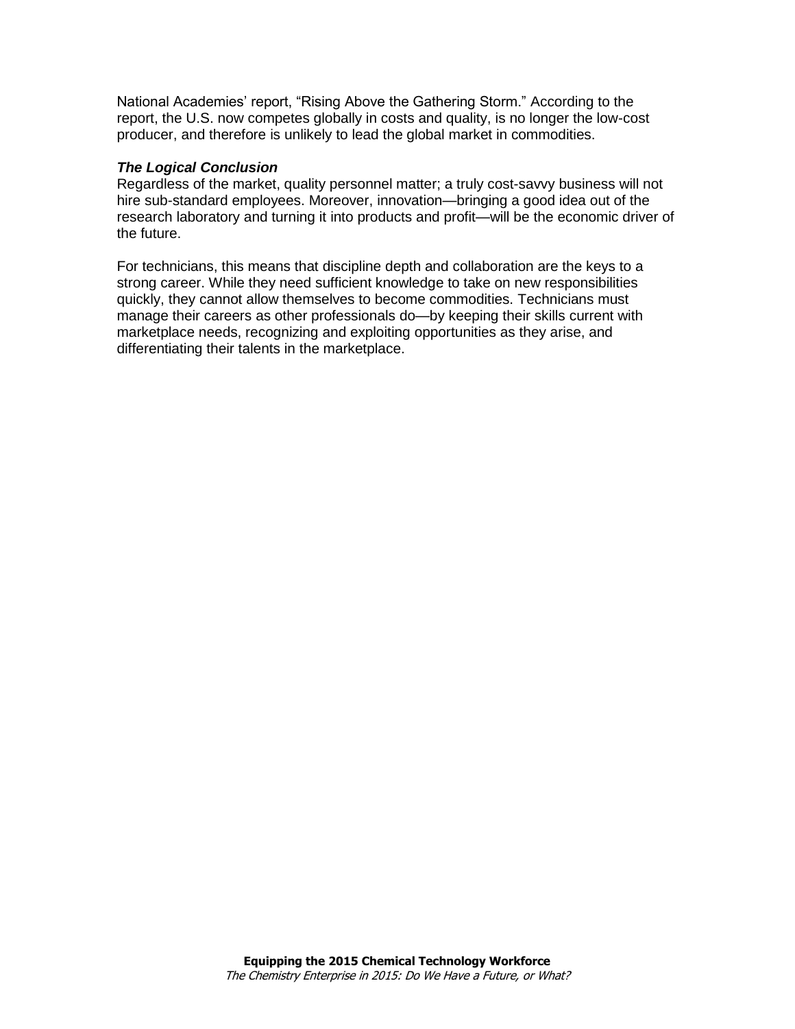National Academies' report, "Rising Above the Gathering Storm." According to the report, the U.S. now competes globally in costs and quality, is no longer the low-cost producer, and therefore is unlikely to lead the global market in commodities.

***The Logical Conclusion***

Regardless of the market, quality personnel matter; a truly cost-savvy business will not hire sub-standard employees. Moreover, innovation—bringing a good idea out of the research laboratory and turning it into products and profit—will be the economic driver of the future.

For technicians, this means that discipline depth and collaboration are the keys to a strong career. While they need sufficient knowledge to take on new responsibilities quickly, they cannot allow themselves to become commodities. Technicians must manage their careers as other professionals do—by keeping their skills current with marketplace needs, recognizing and exploiting opportunities as they arise, and differentiating their talents in the marketplace.